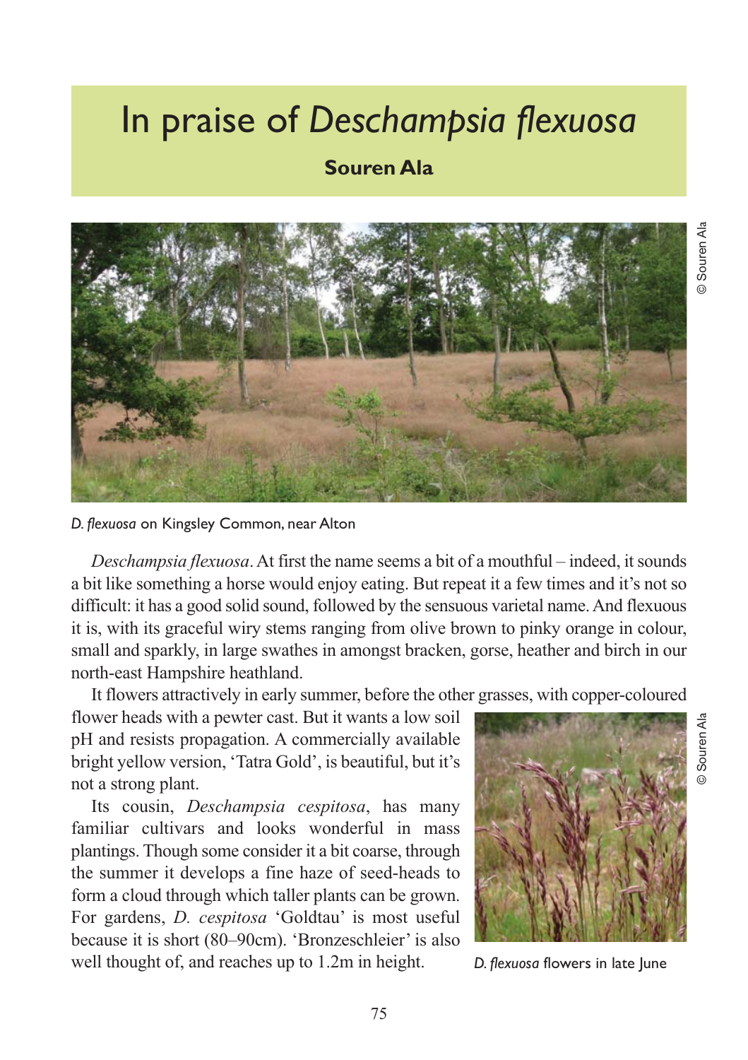# In praise of *Deschampsia flexuosa*

**Souren Ala**

© Souren Ala

*D. flexuosa* on Kingsley Common, near Alton

*Deschampsia flexuosa*. At first the name seems a bit of a mouthful – indeed, it sounds a bit like something a horse would enjoy eating. But repeat it a few times and it's not so difficult: it has a good solid sound, followed by the sensuous varietal name. And flexuous it is, with its graceful wiry stems ranging from olive brown to pinky orange in colour, small and sparkly, in large swathes in amongst bracken, gorse, heather and birch in our north-east Hampshire heathland.

It flowers attractively in early summer, before the other grasses, with copper-coloured flower heads with a pewter cast. But it wants a low soil pH and resists propagation. A commercially available bright yellow version, 'Tatra Gold', is beautiful, but it's not a strong plant.

Its cousin, *Deschampsia cespitosa*, has many familiar cultivars and looks wonderful in mass plantings. Though some consider it a bit coarse, through the summer it develops a fine haze of seed-heads to form a cloud through which taller plants can be grown. For gardens, *D. cespitosa* 'Goldtau' is most useful because it is short (80–90cm). 'Bronzeschleier' is also well thought of, and reaches up to 1.2m in height.

© Souren Ala

*D. flexuosa* flowers in late June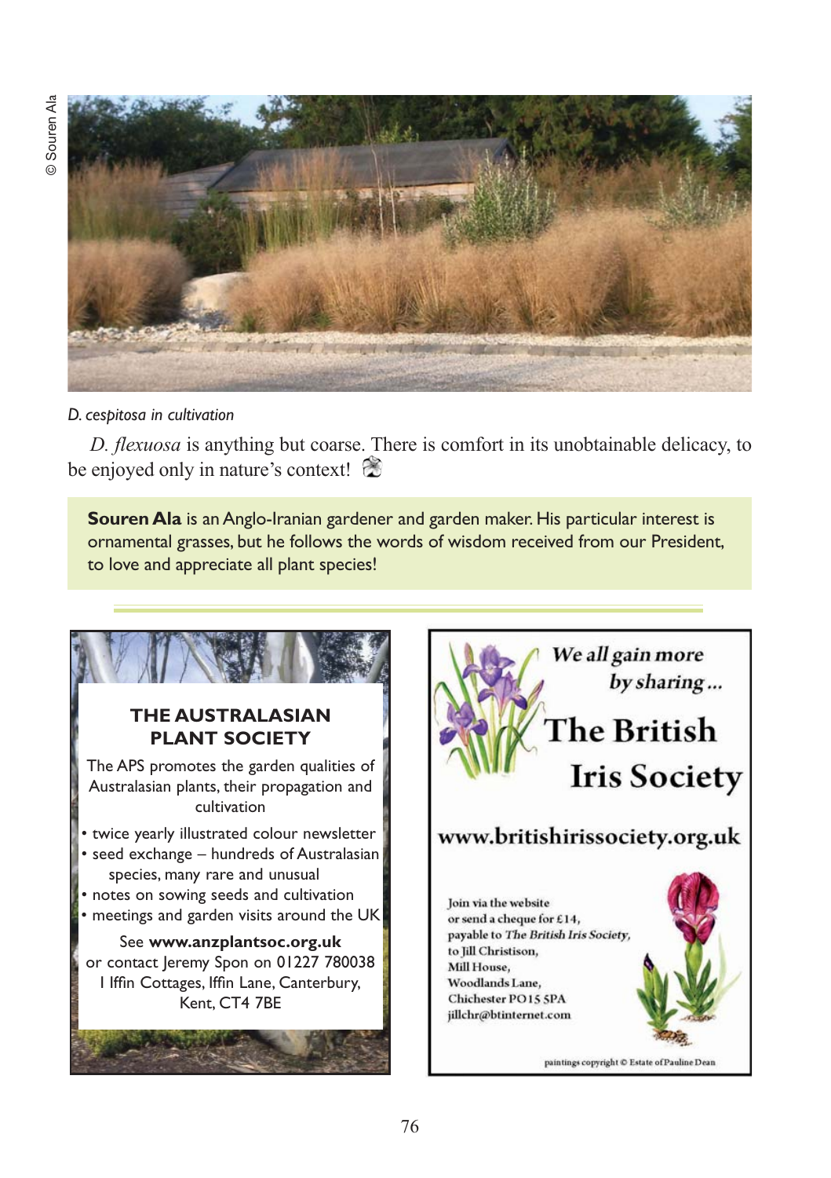© Souren Ala

*D. cespitosa in cultivation*

*D. flexuosa* is anything but coarse. There is comfort in its unobtainable delicacy, to be enjoyed only in nature's context!

**Souren Ala** is an Anglo-Iranian gardener and garden maker. His particular interest is ornamental grasses, but he follows the words of wisdom received from our President, to love and appreciate all plant species!

---

## THE AUSTRALASIAN PLANT SOCIETY

The APS promotes the garden qualities of Australasian plants, their propagation and cultivation

- twice yearly illustrated colour newsletter
- seed exchange – hundreds of Australasian species, many rare and unusual
- notes on sowing seeds and cultivation
- meetings and garden visits around the UK

See **www.anzplantsoc.org.uk**
or contact Jeremy Spon on 01227 780038
1 Iffin Cottages, Iffin Lane, Canterbury, Kent, CT4 7BE

---

*We all gain more by sharing ...*

## The British Iris Society

www.britishirissociety.org.uk

Join via the website
or send a cheque for £14,
payable to *The British Iris Society,*
to Jill Christison,
Mill House,
Woodlands Lane,
Chichester PO15 5PA
jillchr@btinternet.com

paintings copyright © Estate of Pauline Dean